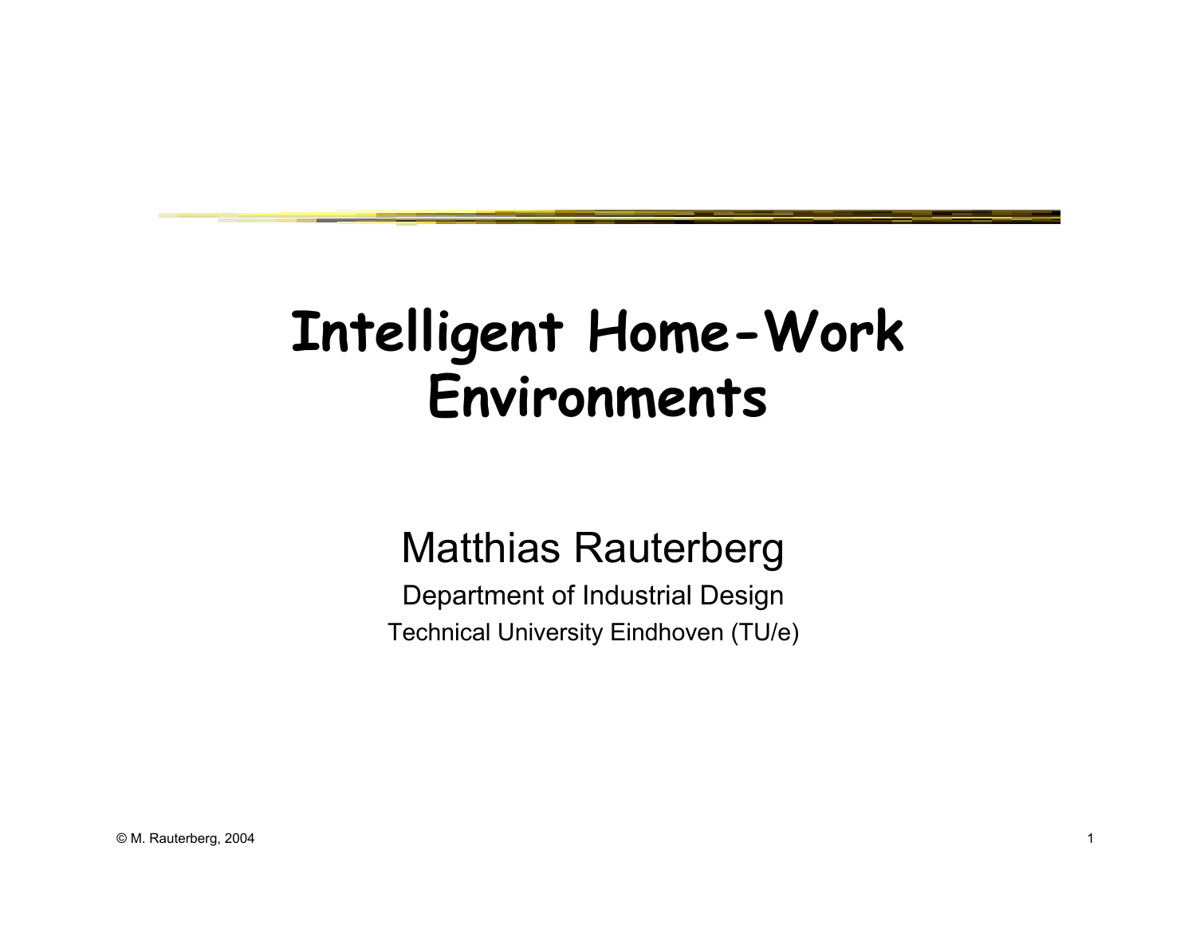# Intelligent Home-Work Environments

Matthias Rauterberg

Department of Industrial Design

Technical University Eindhoven (TU/e)

© M. Rauterberg, 2004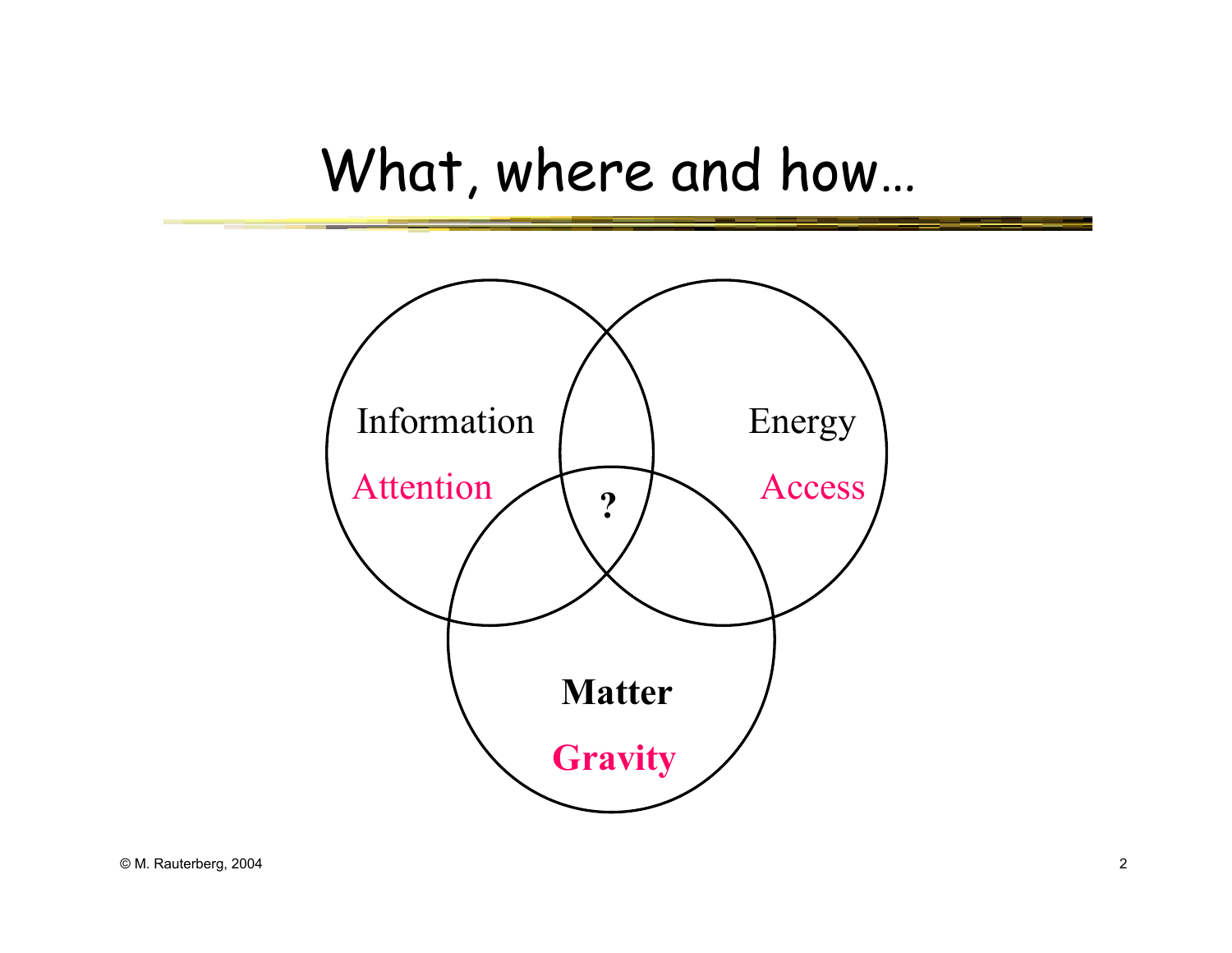# What, where and how…

Information

Attention

Energy

Access

?

**Matter**

**Gravity**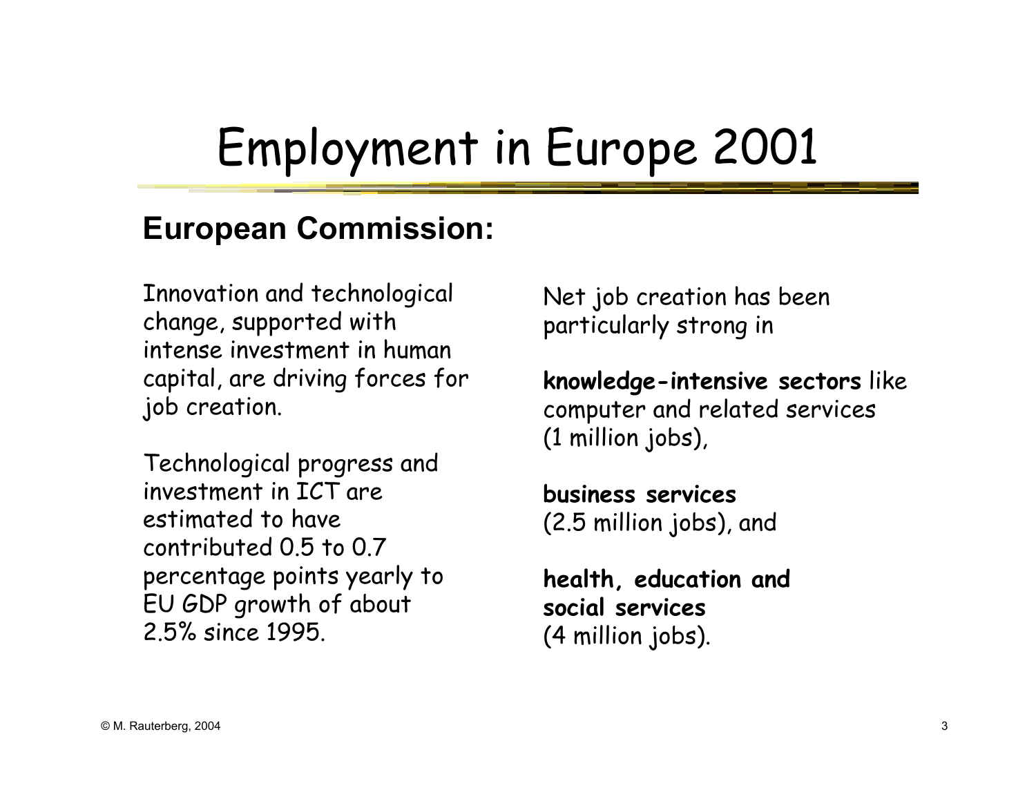# Employment in Europe 2001

## European Commission:

Innovation and technological change, supported with intense investment in human capital, are driving forces for job creation.

Technological progress and investment in ICT are estimated to have contributed 0.5 to 0.7 percentage points yearly to EU GDP growth of about 2.5% since 1995.

Net job creation has been particularly strong in

**knowledge-intensive sectors** like computer and related services (1 million jobs),

**business services** (2.5 million jobs), and

**health, education and social services** (4 million jobs).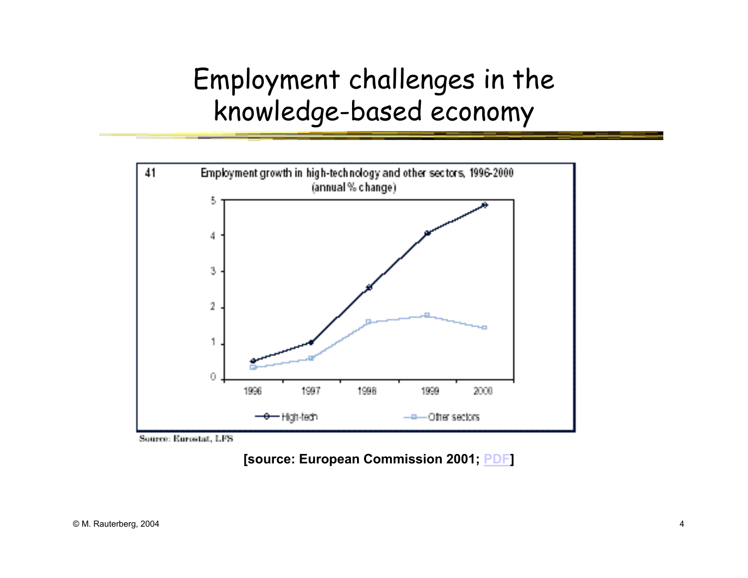# Employment challenges in the knowledge-based economy

41 Employment growth in high-technology and other sectors, 1996-2000 (annual % change)

| Year | High-tech | Other sectors |
|---|---|---|
| 1996 | 0.5 | 0.35 |
| 1997 | 1.05 | 0.6 |
| 1998 | 2.55 | 1.6 |
| 1999 | 4.05 | 1.8 |
| 2000 | 4.85 | 1.45 |

Source: Eurostat, LFS

**[source: European Commission 2001; PDF]**

© M. Rauterberg, 2004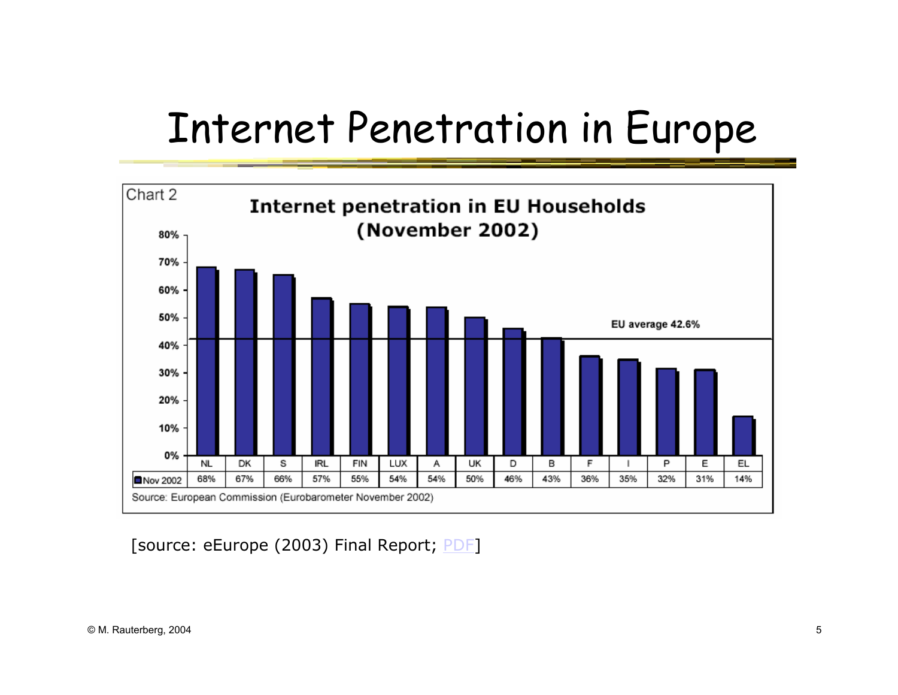# Internet Penetration in Europe

Chart 2

**Internet penetration in EU Households (November 2002)**

EU average 42.6%

| | NL | DK | S | IRL | FIN | LUX | A | UK | D | B | F | I | P | E | EL |
|---|---|---|---|---|---|---|---|---|---|---|---|---|---|---|---|
| Nov 2002 | 68% | 67% | 66% | 57% | 55% | 54% | 54% | 50% | 46% | 43% | 36% | 35% | 32% | 31% | 14% |

Source: European Commission (Eurobarometer November 2002)

[source: eEurope (2003) Final Report; PDF]

© M. Rauterberg, 2004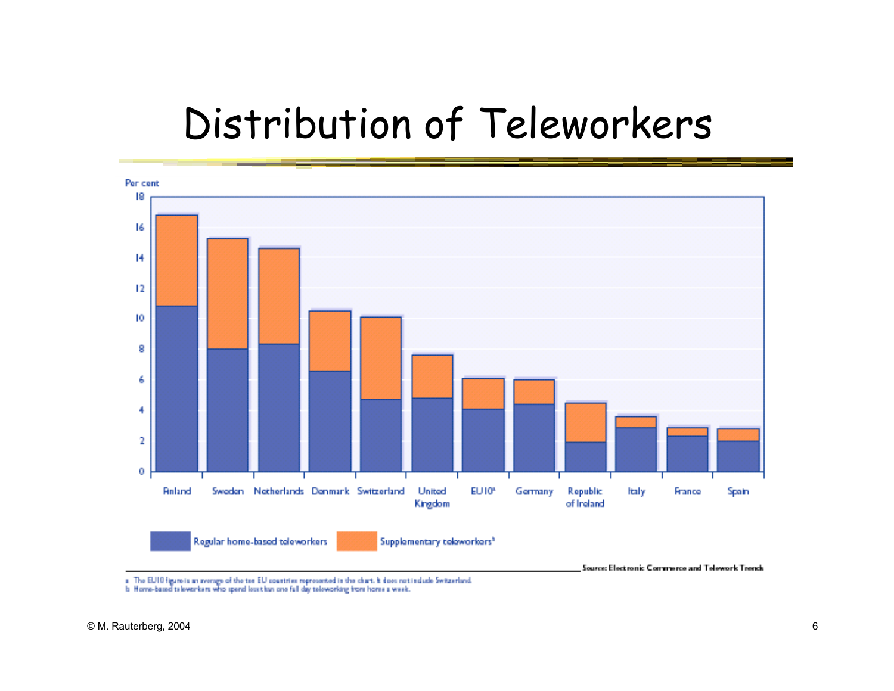# Distribution of Teleworkers

Per cent

Finland, Sweden, Netherlands, Denmark, Switzerland, United Kingdom, EU10[a], Germany, Republic of Ireland, Italy, France, Spain

Regular home-based teleworkers | Supplementary teleworkers[b]

Source: Electronic Commerce and Telework Trends

a The EU10 figure is an average of the ten EU countries represented in the chart. It does not include Switzerland.
b Home-based teleworkers who spend less than one full day teleworking from home a week.

© M. Rauterberg, 2004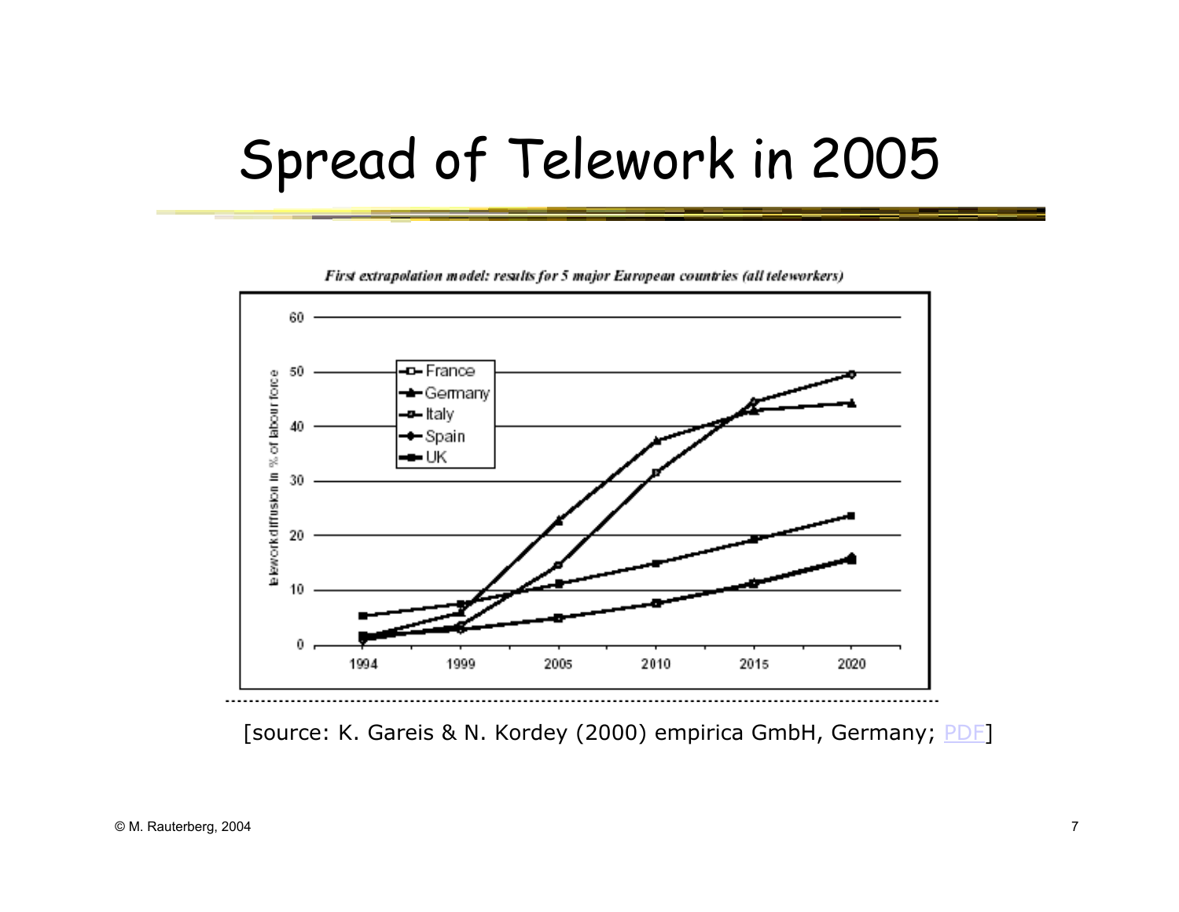# Spread of Telework in 2005

*First extrapolation model: results for 5 major European countries (all teleworkers)*

telework diffusion in % of labour force

Legend: France, Germany, Italy, Spain, UK

60, 50, 40, 30, 20, 10, 0

1994, 1999, 2005, 2010, 2015, 2020

[source: K. Gareis & N. Kordey (2000) empirica GmbH, Germany; PDF]

© M. Rauterberg, 2004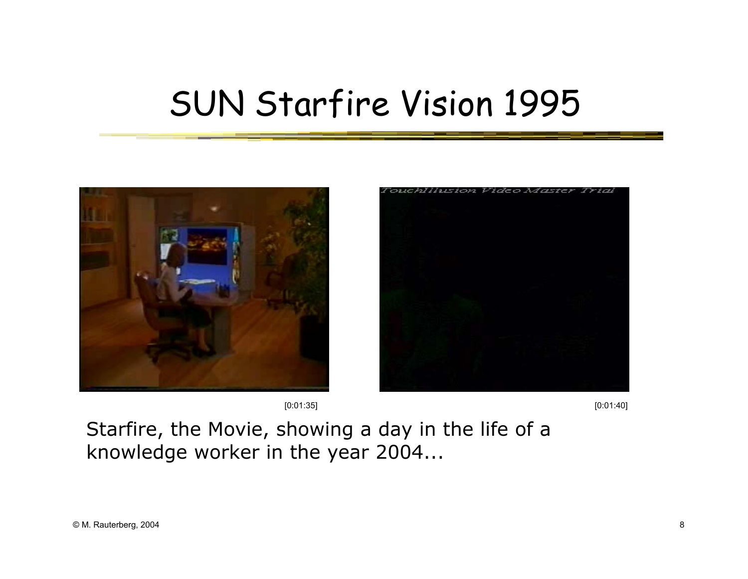# SUN Starfire Vision 1995

[0:01:35]

[0:01:40]

Starfire, the Movie, showing a day in the life of a knowledge worker in the year 2004...

© M. Rauterberg, 2004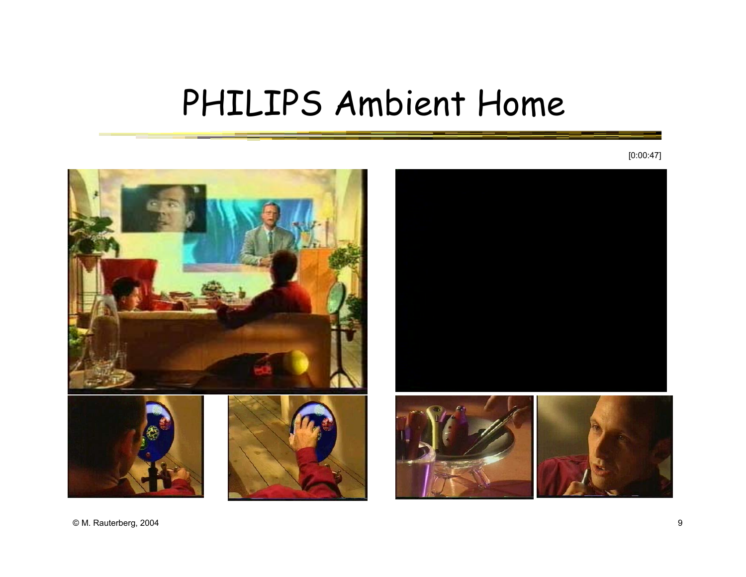# PHILIPS Ambient Home

[0:00:47]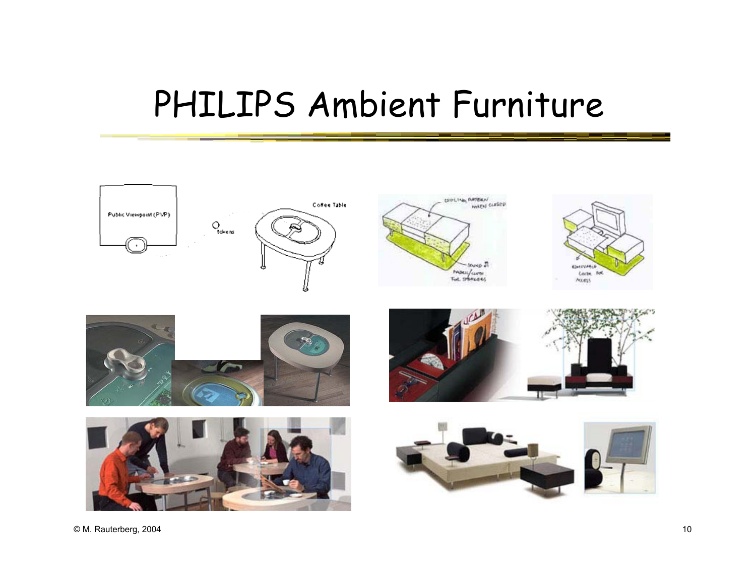# PHILIPS Ambient Furniture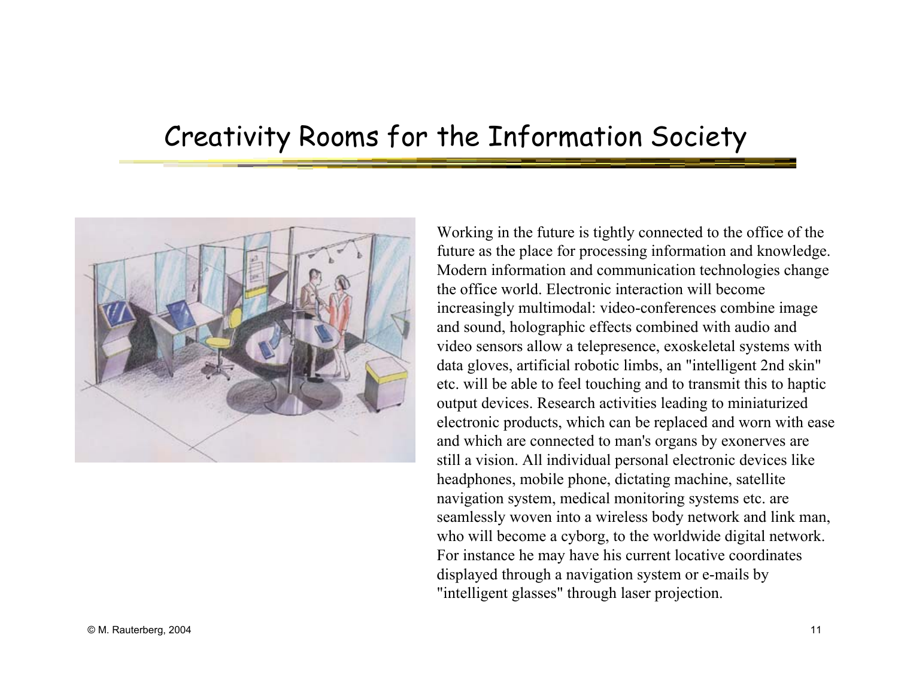# Creativity Rooms for the Information Society

Working in the future is tightly connected to the office of the future as the place for processing information and knowledge. Modern information and communication technologies change the office world. Electronic interaction will become increasingly multimodal: video-conferences combine image and sound, holographic effects combined with audio and video sensors allow a telepresence, exoskeletal systems with data gloves, artificial robotic limbs, an "intelligent 2nd skin" etc. will be able to feel touching and to transmit this to haptic output devices. Research activities leading to miniaturized electronic products, which can be replaced and worn with ease and which are connected to man's organs by exonerves are still a vision. All individual personal electronic devices like headphones, mobile phone, dictating machine, satellite navigation system, medical monitoring systems etc. are seamlessly woven into a wireless body network and link man, who will become a cyborg, to the worldwide digital network. For instance he may have his current locative coordinates displayed through a navigation system or e-mails by "intelligent glasses" through laser projection.

© M. Rauterberg, 2004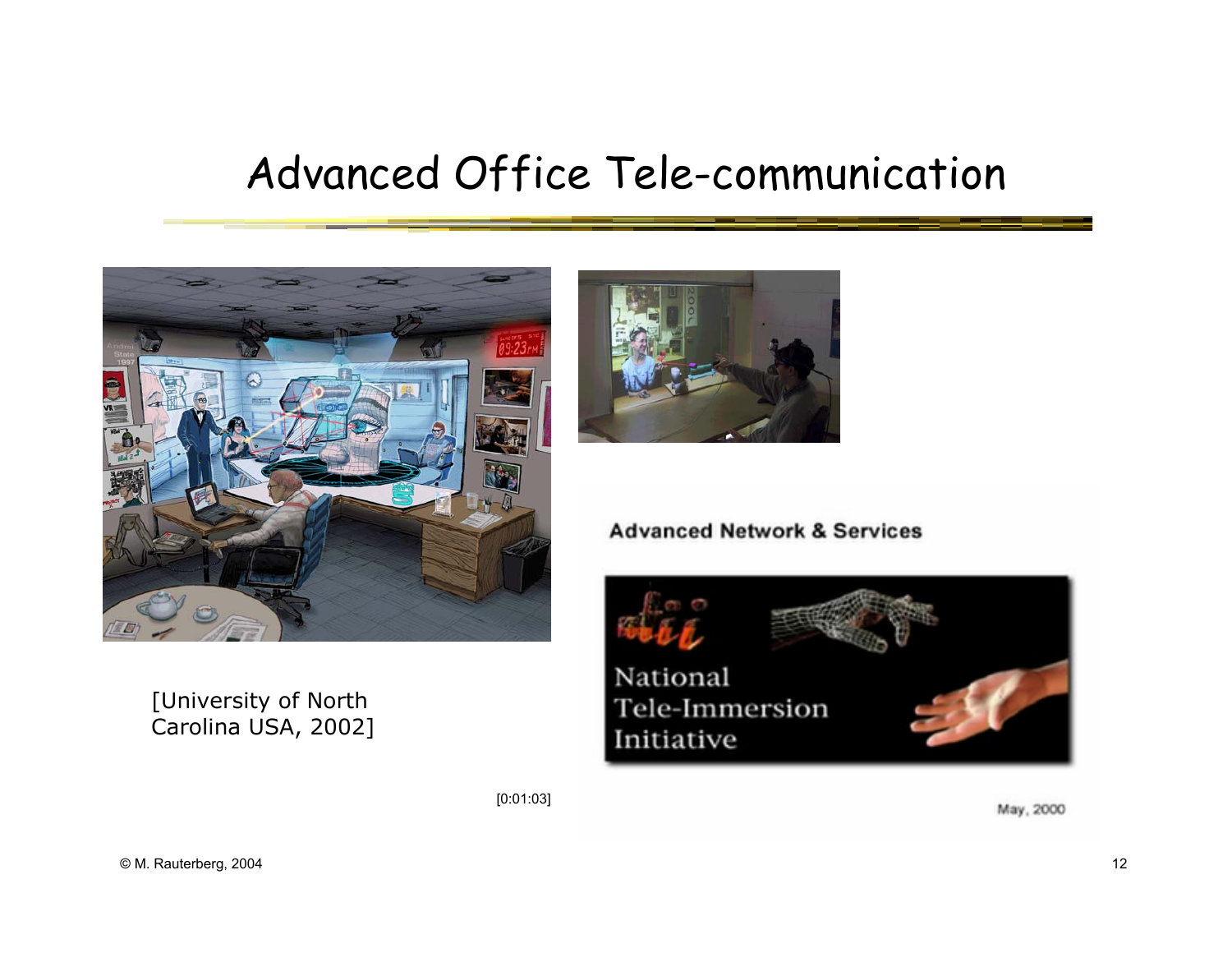# Advanced Office Tele-communication

[University of North Carolina USA, 2002]

[0:01:03]

Advanced Network & Services

National Tele-Immersion Initiative

May, 2000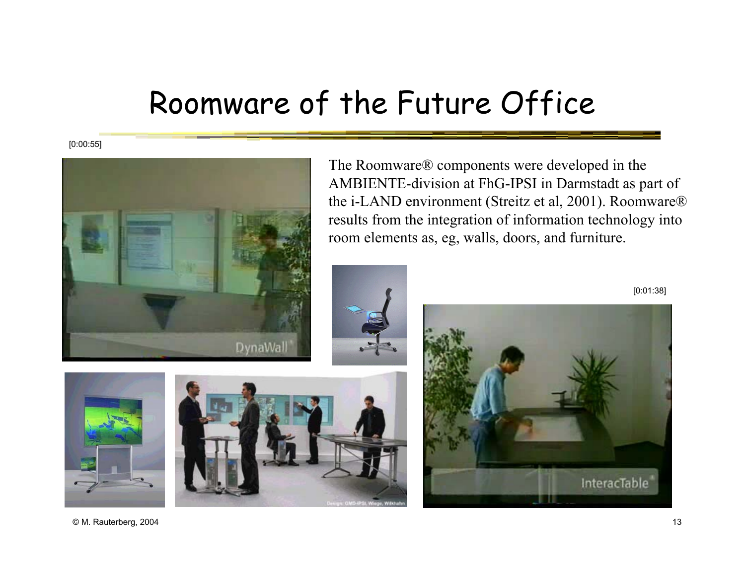# Roomware of the Future Office

[0:00:55]

The Roomware® components were developed in the AMBIENTE-division at FhG-IPSI in Darmstadt as part of the i-LAND environment (Streitz et al, 2001). Roomware® results from the integration of information technology into room elements as, eg, walls, doors, and furniture.

[0:01:38]

© M. Rauterberg, 2004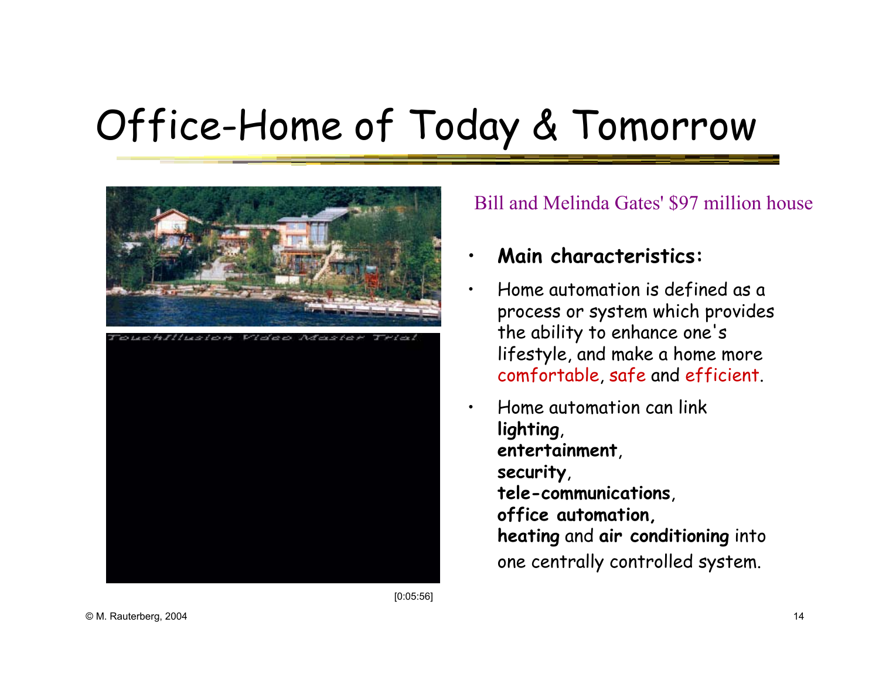# Office-Home of Today & Tomorrow

Bill and Melinda Gates' $97 million house

- **Main characteristics:**
- Home automation is defined as a process or system which provides the ability to enhance one's lifestyle, and make a home more comfortable, safe and efficient.
- Home automation can link **lighting**, **entertainment**, **security**, **tele-communications**, **office automation,** **heating** and **air conditioning** into one centrally controlled system.

TouchIllusion Video Master Trial

[0:05:56]

© M. Rauterberg, 2004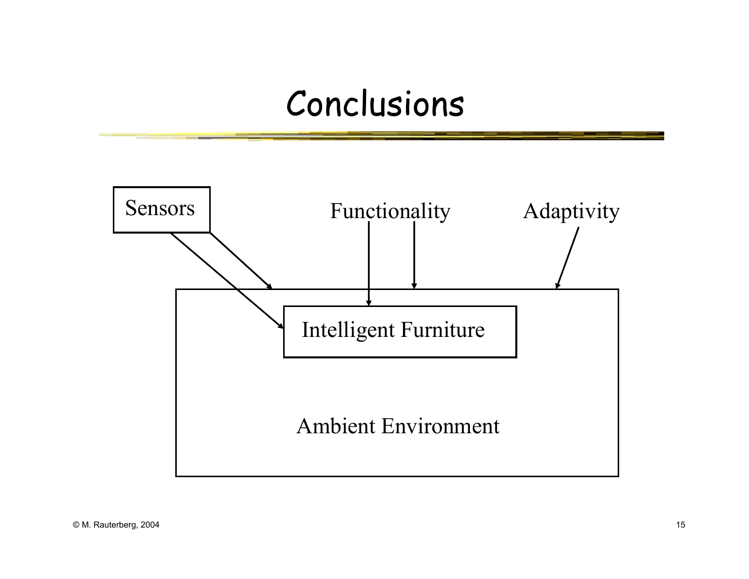# Conclusions

Sensors

Functionality

Adaptivity

Intelligent Furniture

Ambient Environment